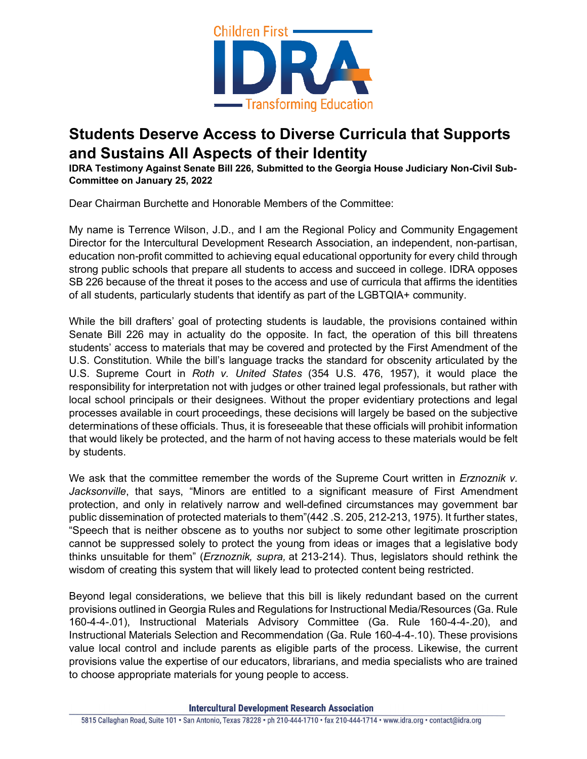# Students Deserve Access to Diverse Curricula that Supports and Sustains All Aspects of their Identity

**IDRA Testimony Against Senate Bill 226, Submitted to the Georgia House Judiciary Non-Civil Sub-Committee on January 25, 2022**

Dear Chairman Burchette and Honorable Members of the Committee:

My name is Terrence Wilson, J.D., and I am the Regional Policy and Community Engagement Director for the Intercultural Development Research Association, an independent, non-partisan, education non-profit committed to achieving equal educational opportunity for every child through strong public schools that prepare all students to access and succeed in college. IDRA opposes SB 226 because of the threat it poses to the access and use of curricula that affirms the identities of all students, particularly students that identify as part of the LGBTQIA+ community.

While the bill drafters' goal of protecting students is laudable, the provisions contained within Senate Bill 226 may in actuality do the opposite. In fact, the operation of this bill threatens students' access to materials that may be covered and protected by the First Amendment of the U.S. Constitution. While the bill's language tracks the standard for obscenity articulated by the U.S. Supreme Court in *Roth v. United States* (354 U.S. 476, 1957), it would place the responsibility for interpretation not with judges or other trained legal professionals, but rather with local school principals or their designees. Without the proper evidentiary protections and legal processes available in court proceedings, these decisions will largely be based on the subjective determinations of these officials. Thus, it is foreseeable that these officials will prohibit information that would likely be protected, and the harm of not having access to these materials would be felt by students.

We ask that the committee remember the words of the Supreme Court written in *Erznoznik v. Jacksonville*, that says, "Minors are entitled to a significant measure of First Amendment protection, and only in relatively narrow and well-defined circumstances may government bar public dissemination of protected materials to them"(442 .S. 205, 212-213, 1975). It further states, "Speech that is neither obscene as to youths nor subject to some other legitimate proscription cannot be suppressed solely to protect the young from ideas or images that a legislative body thinks unsuitable for them" (*Erznoznik, supra,* at 213-214). Thus, legislators should rethink the wisdom of creating this system that will likely lead to protected content being restricted.

Beyond legal considerations, we believe that this bill is likely redundant based on the current provisions outlined in Georgia Rules and Regulations for Instructional Media/Resources (Ga. Rule 160-4-4-.01), Instructional Materials Advisory Committee (Ga. Rule 160-4-4-.20), and Instructional Materials Selection and Recommendation (Ga. Rule 160-4-4-.10). These provisions value local control and include parents as eligible parts of the process. Likewise, the current provisions value the expertise of our educators, librarians, and media specialists who are trained to choose appropriate materials for young people to access.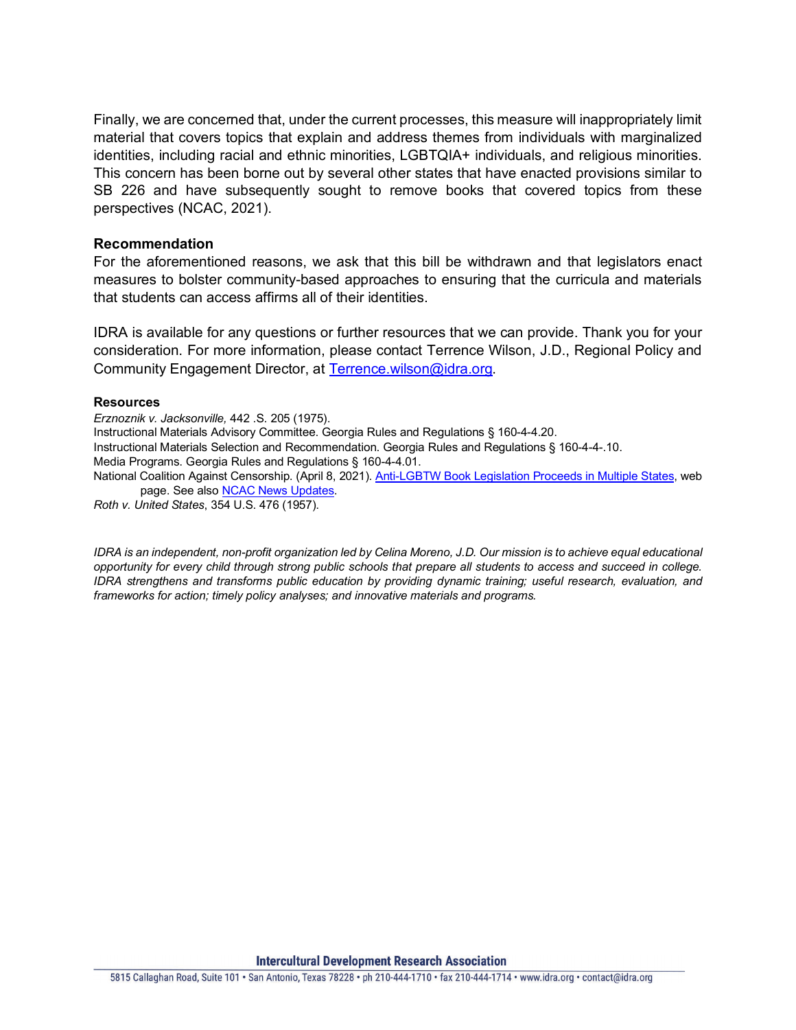Finally, we are concerned that, under the current processes, this measure will inappropriately limit material that covers topics that explain and address themes from individuals with marginalized identities, including racial and ethnic minorities, LGBTQIA+ individuals, and religious minorities. This concern has been borne out by several other states that have enacted provisions similar to SB 226 and have subsequently sought to remove books that covered topics from these perspectives (NCAC, 2021).

**Recommendation**

For the aforementioned reasons, we ask that this bill be withdrawn and that legislators enact measures to bolster community-based approaches to ensuring that the curricula and materials that students can access affirms all of their identities.

IDRA is available for any questions or further resources that we can provide. Thank you for your consideration. For more information, please contact Terrence Wilson, J.D., Regional Policy and Community Engagement Director, at Terrence.wilson@idra.org.

**Resources**

*Erznoznik v. Jacksonville,* 442 .S. 205 (1975).

Instructional Materials Advisory Committee. Georgia Rules and Regulations § 160-4-4.20.

Instructional Materials Selection and Recommendation. Georgia Rules and Regulations § 160-4-4-.10.

Media Programs. Georgia Rules and Regulations § 160-4-4.01.

National Coalition Against Censorship. (April 8, 2021). Anti-LGBTW Book Legislation Proceeds in Multiple States, web page. See also NCAC News Updates.

*Roth v. United States*, 354 U.S. 476 (1957).

*IDRA is an independent, non-profit organization led by Celina Moreno, J.D. Our mission is to achieve equal educational opportunity for every child through strong public schools that prepare all students to access and succeed in college. IDRA strengthens and transforms public education by providing dynamic training; useful research, evaluation, and frameworks for action; timely policy analyses; and innovative materials and programs.*